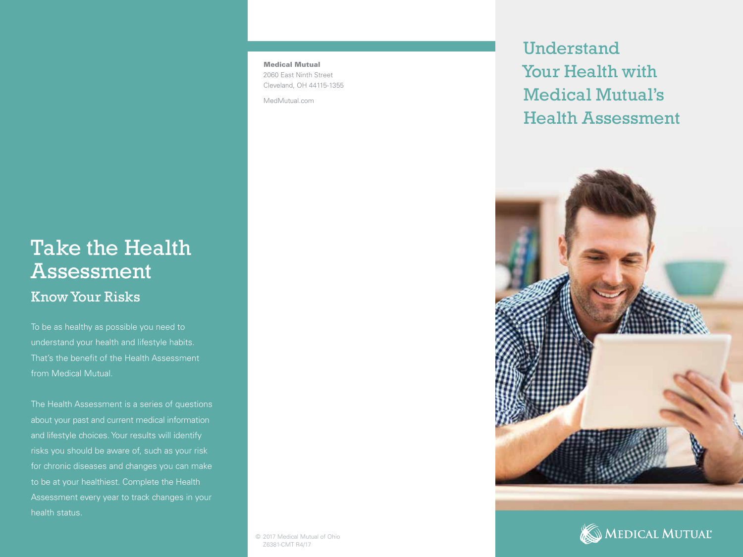# Take the Health Assessment

## Know Your Risks

To be as healthy as possible you need to understand your health and lifestyle habits. That's the benefit of the Health Assessment from Medical Mutual.

The Health Assessment is a series of questions about your past and current medical information and lifestyle choices. Your results will identify risks you should be aware of, such as your risk for chronic diseases and changes you can make to be at your healthiest. Complete the Health Assessment every year to track changes in your health status.

**Medical Mutual**
2060 East Ninth Street
Cleveland, OH 44115-1355

MedMutual.com

© 2017 Medical Mutual of Ohio
Z6381-CMT R4/17

# Understand Your Health with Medical Mutual's Health Assessment

MEDICAL MUTUAL®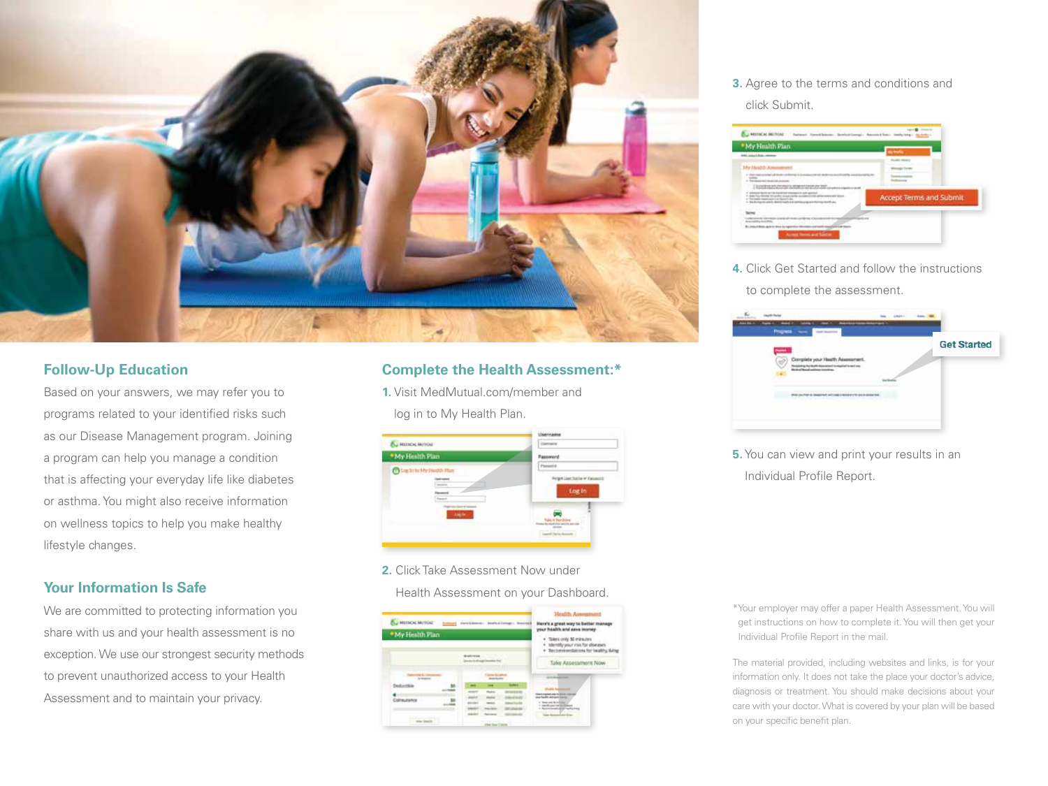## Follow-Up Education

Based on your answers, we may refer you to programs related to your identified risks such as our Disease Management program. Joining a program can help you manage a condition that is affecting your everyday life like diabetes or asthma. You might also receive information on wellness topics to help you make healthy lifestyle changes.

## Your Information Is Safe

We are committed to protecting information you share with us and your health assessment is no exception. We use our strongest security methods to prevent unauthorized access to your Health Assessment and to maintain your privacy.

## Complete the Health Assessment:*

1. Visit MedMutual.com/member and log in to My Health Plan.

2. Click Take Assessment Now under Health Assessment on your Dashboard.

3. Agree to the terms and conditions and click Submit.

4. Click Get Started and follow the instructions to complete the assessment.

5. You can view and print your results in an Individual Profile Report.

*Your employer may offer a paper Health Assessment. You will get instructions on how to complete it. You will then get your Individual Profile Report in the mail.

The material provided, including websites and links, is for your information only. It does not take the place your doctor's advice, diagnosis or treatment. You should make decisions about your care with your doctor. What is covered by your plan will be based on your specific benefit plan.